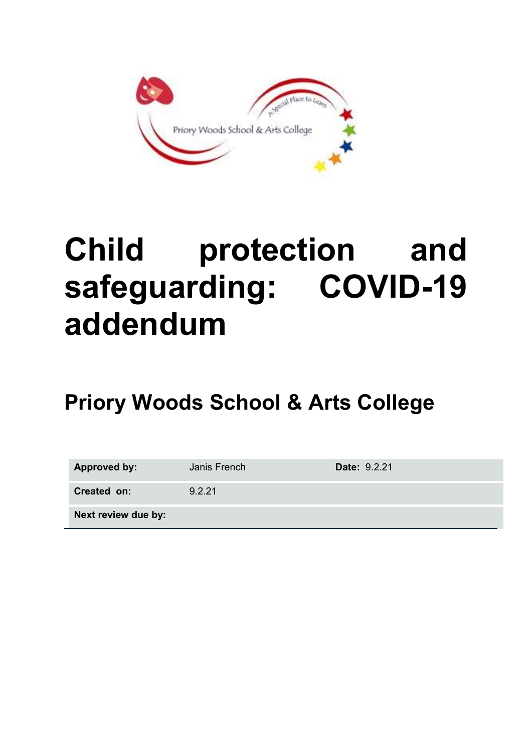# Child protection and safeguarding: COVID-19 addendum

## Priory Woods School & Arts College

| | | | |
|---|---|---|---|
| **Approved by:** | Janis French | **Date:** 9.2.21 | |
| **Created on:** | 9.2.21 | | |
| **Next review due by:** | | | |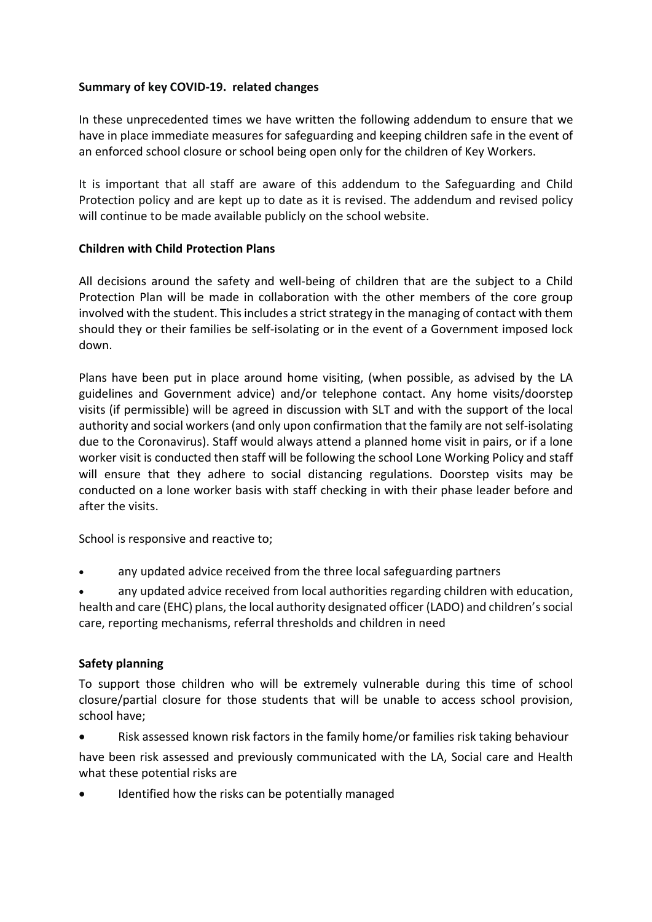**Summary of key COVID-19. related changes**

In these unprecedented times we have written the following addendum to ensure that we have in place immediate measures for safeguarding and keeping children safe in the event of an enforced school closure or school being open only for the children of Key Workers.

It is important that all staff are aware of this addendum to the Safeguarding and Child Protection policy and are kept up to date as it is revised. The addendum and revised policy will continue to be made available publicly on the school website.

**Children with Child Protection Plans**

All decisions around the safety and well-being of children that are the subject to a Child Protection Plan will be made in collaboration with the other members of the core group involved with the student. This includes a strict strategy in the managing of contact with them should they or their families be self-isolating or in the event of a Government imposed lock down.

Plans have been put in place around home visiting, (when possible, as advised by the LA guidelines and Government advice) and/or telephone contact. Any home visits/doorstep visits (if permissible) will be agreed in discussion with SLT and with the support of the local authority and social workers (and only upon confirmation that the family are not self-isolating due to the Coronavirus). Staff would always attend a planned home visit in pairs, or if a lone worker visit is conducted then staff will be following the school Lone Working Policy and staff will ensure that they adhere to social distancing regulations. Doorstep visits may be conducted on a lone worker basis with staff checking in with their phase leader before and after the visits.

School is responsive and reactive to;

- any updated advice received from the three local safeguarding partners
- any updated advice received from local authorities regarding children with education, health and care (EHC) plans, the local authority designated officer (LADO) and children's social care, reporting mechanisms, referral thresholds and children in need

**Safety planning**

To support those children who will be extremely vulnerable during this time of school closure/partial closure for those students that will be unable to access school provision, school have;

- Risk assessed known risk factors in the family home/or families risk taking behaviour

have been risk assessed and previously communicated with the LA, Social care and Health what these potential risks are

- Identified how the risks can be potentially managed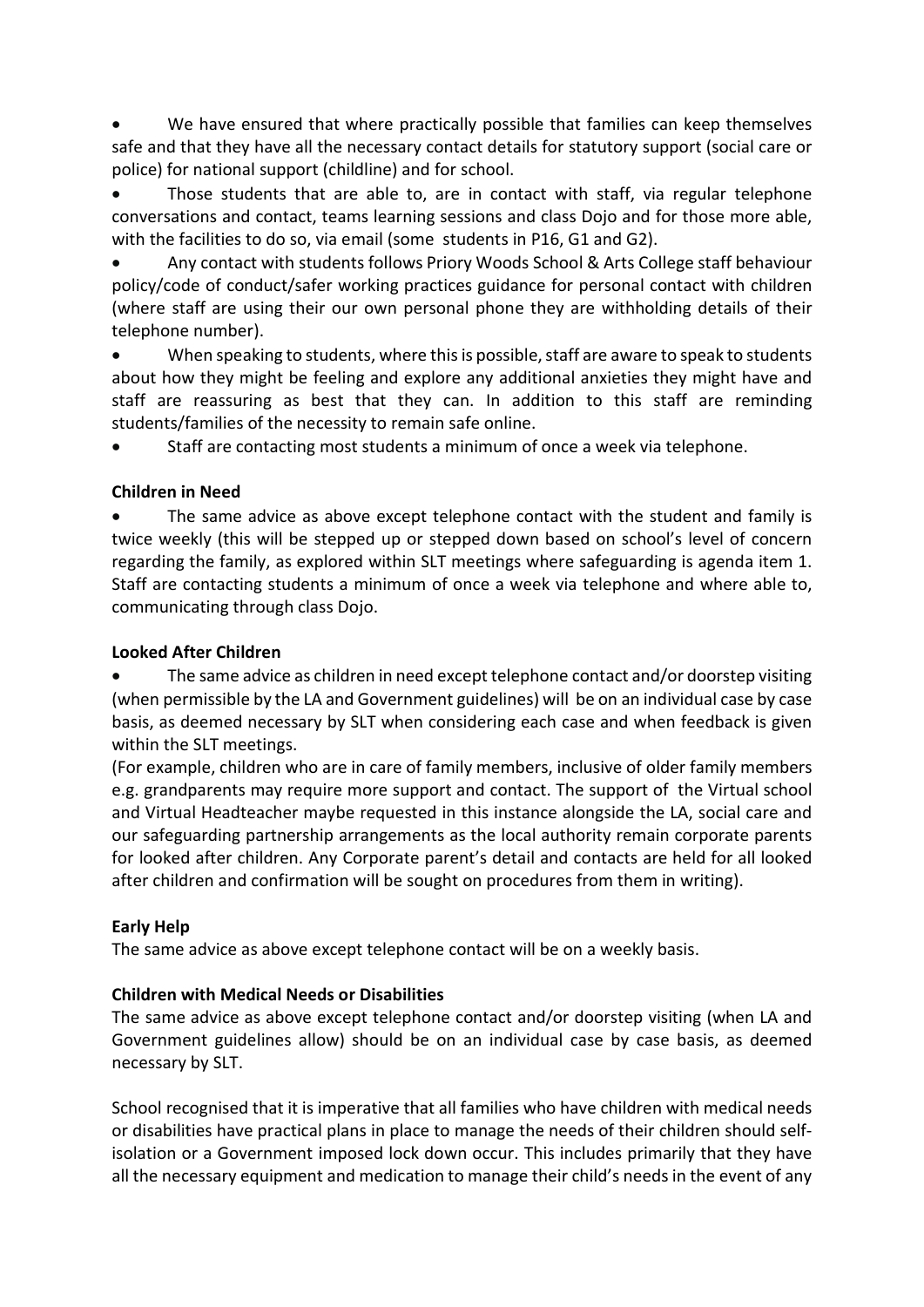- We have ensured that where practically possible that families can keep themselves safe and that they have all the necessary contact details for statutory support (social care or police) for national support (childline) and for school.
- Those students that are able to, are in contact with staff, via regular telephone conversations and contact, teams learning sessions and class Dojo and for those more able, with the facilities to do so, via email (some students in P16, G1 and G2).
- Any contact with students follows Priory Woods School & Arts College staff behaviour policy/code of conduct/safer working practices guidance for personal contact with children (where staff are using their our own personal phone they are withholding details of their telephone number).
- When speaking to students, where this is possible, staff are aware to speak to students about how they might be feeling and explore any additional anxieties they might have and staff are reassuring as best that they can. In addition to this staff are reminding students/families of the necessity to remain safe online.
- Staff are contacting most students a minimum of once a week via telephone.

**Children in Need**

- The same advice as above except telephone contact with the student and family is twice weekly (this will be stepped up or stepped down based on school's level of concern regarding the family, as explored within SLT meetings where safeguarding is agenda item 1. Staff are contacting students a minimum of once a week via telephone and where able to, communicating through class Dojo.

**Looked After Children**

- The same advice as children in need except telephone contact and/or doorstep visiting (when permissible by the LA and Government guidelines) will be on an individual case by case basis, as deemed necessary by SLT when considering each case and when feedback is given within the SLT meetings.

(For example, children who are in care of family members, inclusive of older family members e.g. grandparents may require more support and contact. The support of the Virtual school and Virtual Headteacher maybe requested in this instance alongside the LA, social care and our safeguarding partnership arrangements as the local authority remain corporate parents for looked after children. Any Corporate parent's detail and contacts are held for all looked after children and confirmation will be sought on procedures from them in writing).

**Early Help**

The same advice as above except telephone contact will be on a weekly basis.

**Children with Medical Needs or Disabilities**

The same advice as above except telephone contact and/or doorstep visiting (when LA and Government guidelines allow) should be on an individual case by case basis, as deemed necessary by SLT.

School recognised that it is imperative that all families who have children with medical needs or disabilities have practical plans in place to manage the needs of their children should self-isolation or a Government imposed lock down occur. This includes primarily that they have all the necessary equipment and medication to manage their child's needs in the event of any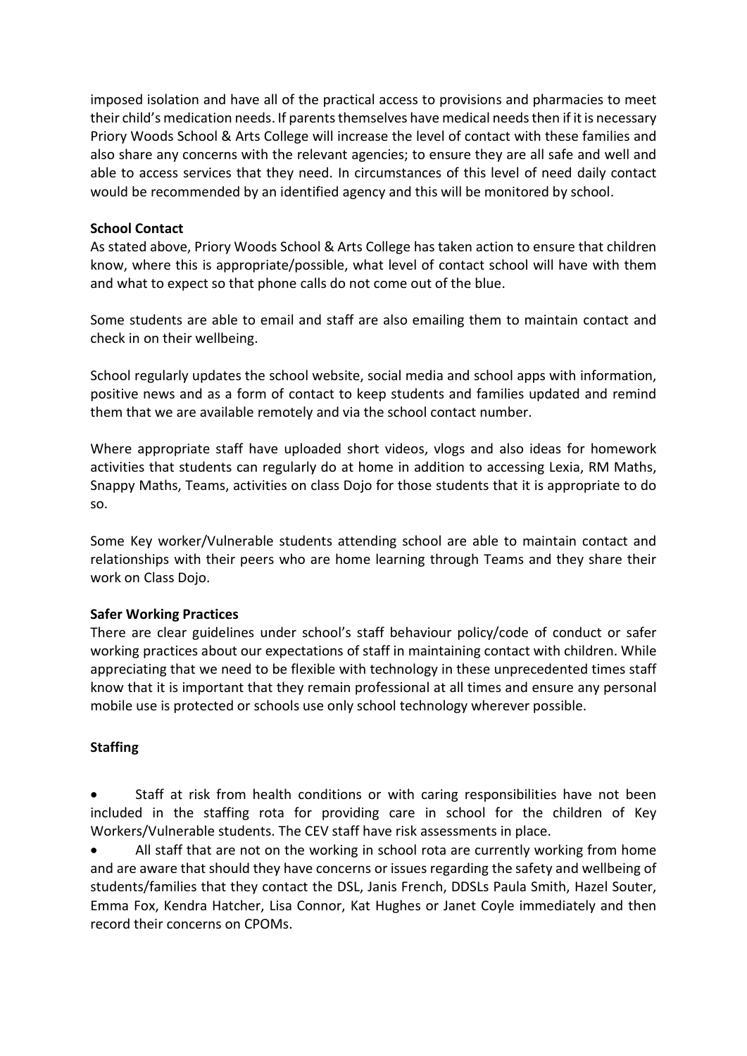imposed isolation and have all of the practical access to provisions and pharmacies to meet their child's medication needs. If parents themselves have medical needs then if it is necessary Priory Woods School & Arts College will increase the level of contact with these families and also share any concerns with the relevant agencies; to ensure they are all safe and well and able to access services that they need. In circumstances of this level of need daily contact would be recommended by an identified agency and this will be monitored by school.

**School Contact**

As stated above, Priory Woods School & Arts College has taken action to ensure that children know, where this is appropriate/possible, what level of contact school will have with them and what to expect so that phone calls do not come out of the blue.

Some students are able to email and staff are also emailing them to maintain contact and check in on their wellbeing.

School regularly updates the school website, social media and school apps with information, positive news and as a form of contact to keep students and families updated and remind them that we are available remotely and via the school contact number.

Where appropriate staff have uploaded short videos, vlogs and also ideas for homework activities that students can regularly do at home in addition to accessing Lexia, RM Maths, Snappy Maths, Teams, activities on class Dojo for those students that it is appropriate to do so.

Some Key worker/Vulnerable students attending school are able to maintain contact and relationships with their peers who are home learning through Teams and they share their work on Class Dojo.

**Safer Working Practices**

There are clear guidelines under school's staff behaviour policy/code of conduct or safer working practices about our expectations of staff in maintaining contact with children. While appreciating that we need to be flexible with technology in these unprecedented times staff know that it is important that they remain professional at all times and ensure any personal mobile use is protected or schools use only school technology wherever possible.

**Staffing**

- Staff at risk from health conditions or with caring responsibilities have not been included in the staffing rota for providing care in school for the children of Key Workers/Vulnerable students. The CEV staff have risk assessments in place.
- All staff that are not on the working in school rota are currently working from home and are aware that should they have concerns or issues regarding the safety and wellbeing of students/families that they contact the DSL, Janis French, DDSLs Paula Smith, Hazel Souter, Emma Fox, Kendra Hatcher, Lisa Connor, Kat Hughes or Janet Coyle immediately and then record their concerns on CPOMs.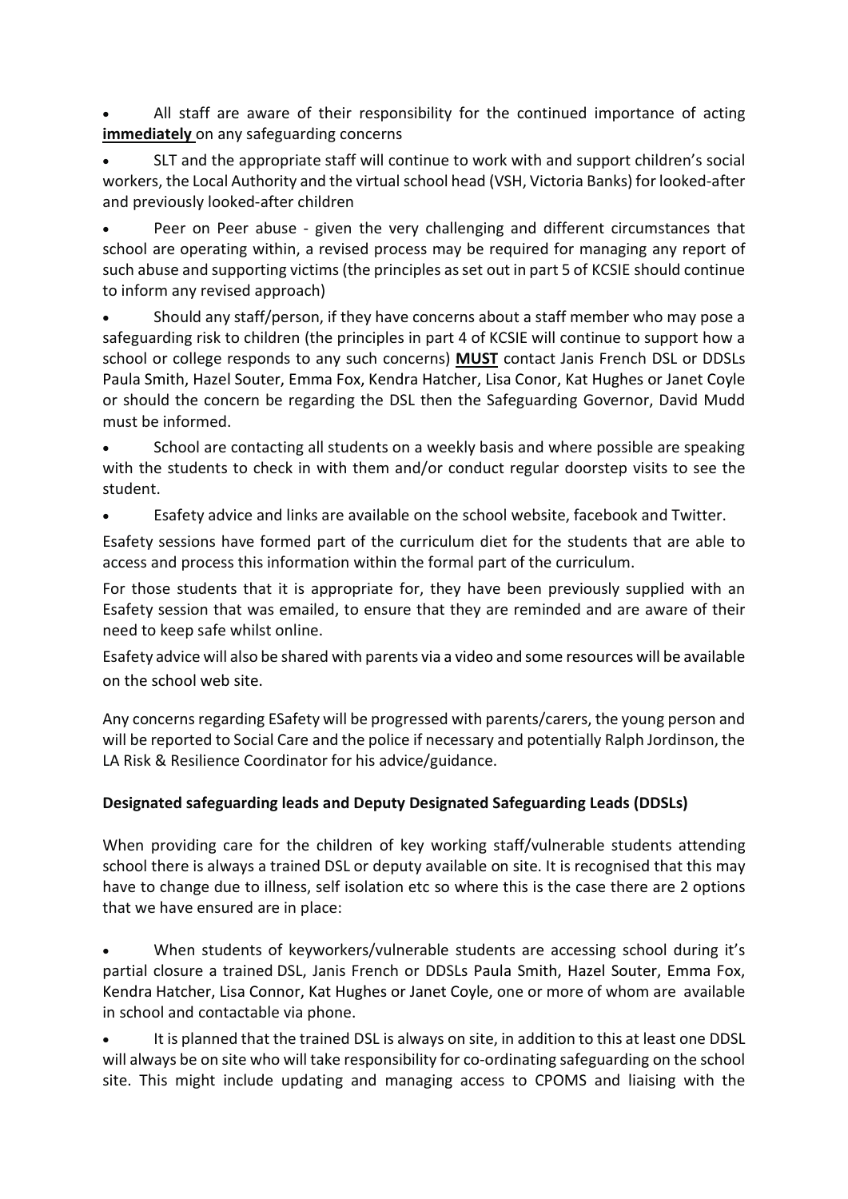- All staff are aware of their responsibility for the continued importance of acting **immediately** on any safeguarding concerns

- SLT and the appropriate staff will continue to work with and support children's social workers, the Local Authority and the virtual school head (VSH, Victoria Banks) for looked-after and previously looked-after children

- Peer on Peer abuse - given the very challenging and different circumstances that school are operating within, a revised process may be required for managing any report of such abuse and supporting victims (the principles as set out in part 5 of KCSIE should continue to inform any revised approach)

- Should any staff/person, if they have concerns about a staff member who may pose a safeguarding risk to children (the principles in part 4 of KCSIE will continue to support how a school or college responds to any such concerns) **MUST** contact Janis French DSL or DDSLs Paula Smith, Hazel Souter, Emma Fox, Kendra Hatcher, Lisa Conor, Kat Hughes or Janet Coyle or should the concern be regarding the DSL then the Safeguarding Governor, David Mudd must be informed.

- School are contacting all students on a weekly basis and where possible are speaking with the students to check in with them and/or conduct regular doorstep visits to see the student.

- Esafety advice and links are available on the school website, facebook and Twitter.

Esafety sessions have formed part of the curriculum diet for the students that are able to access and process this information within the formal part of the curriculum.

For those students that it is appropriate for, they have been previously supplied with an Esafety session that was emailed, to ensure that they are reminded and are aware of their need to keep safe whilst online.

Esafety advice will also be shared with parents via a video and some resources will be available on the school web site.

Any concerns regarding ESafety will be progressed with parents/carers, the young person and will be reported to Social Care and the police if necessary and potentially Ralph Jordinson, the LA Risk & Resilience Coordinator for his advice/guidance.

**Designated safeguarding leads and Deputy Designated Safeguarding Leads (DDSLs)**

When providing care for the children of key working staff/vulnerable students attending school there is always a trained DSL or deputy available on site. It is recognised that this may have to change due to illness, self isolation etc so where this is the case there are 2 options that we have ensured are in place:

- When students of keyworkers/vulnerable students are accessing school during it's partial closure a trained DSL, Janis French or DDSLs Paula Smith, Hazel Souter, Emma Fox, Kendra Hatcher, Lisa Connor, Kat Hughes or Janet Coyle, one or more of whom are available in school and contactable via phone.

- It is planned that the trained DSL is always on site, in addition to this at least one DDSL will always be on site who will take responsibility for co-ordinating safeguarding on the school site. This might include updating and managing access to CPOMS and liaising with the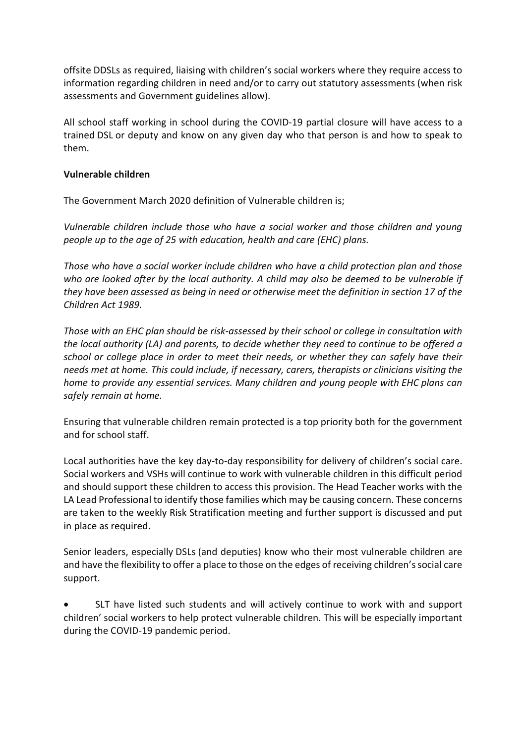offsite DDSLs as required, liaising with children's social workers where they require access to information regarding children in need and/or to carry out statutory assessments (when risk assessments and Government guidelines allow).

All school staff working in school during the COVID-19 partial closure will have access to a trained DSL or deputy and know on any given day who that person is and how to speak to them.

**Vulnerable children**

The Government March 2020 definition of Vulnerable children is;

*Vulnerable children include those who have a social worker and those children and young people up to the age of 25 with education, health and care (EHC) plans.*

*Those who have a social worker include children who have a child protection plan and those who are looked after by the local authority. A child may also be deemed to be vulnerable if they have been assessed as being in need or otherwise meet the definition in section 17 of the Children Act 1989.*

*Those with an EHC plan should be risk-assessed by their school or college in consultation with the local authority (LA) and parents, to decide whether they need to continue to be offered a school or college place in order to meet their needs, or whether they can safely have their needs met at home. This could include, if necessary, carers, therapists or clinicians visiting the home to provide any essential services. Many children and young people with EHC plans can safely remain at home.*

Ensuring that vulnerable children remain protected is a top priority both for the government and for school staff.

Local authorities have the key day-to-day responsibility for delivery of children's social care. Social workers and VSHs will continue to work with vulnerable children in this difficult period and should support these children to access this provision. The Head Teacher works with the LA Lead Professional to identify those families which may be causing concern. These concerns are taken to the weekly Risk Stratification meeting and further support is discussed and put in place as required.

Senior leaders, especially DSLs (and deputies) know who their most vulnerable children are and have the flexibility to offer a place to those on the edges of receiving children's social care support.

- SLT have listed such students and will actively continue to work with and support children' social workers to help protect vulnerable children. This will be especially important during the COVID-19 pandemic period.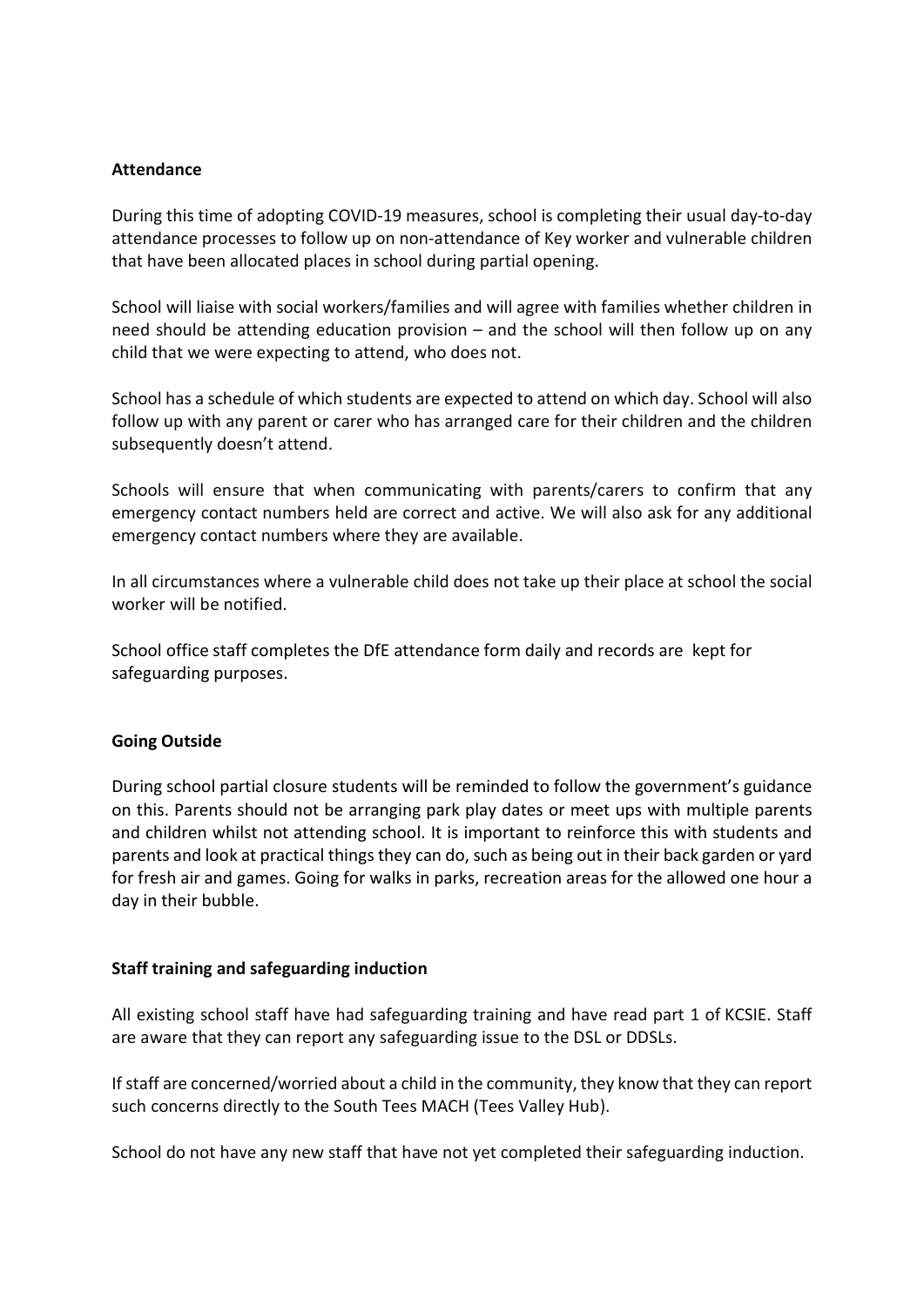**Attendance**

During this time of adopting COVID-19 measures, school is completing their usual day-to-day attendance processes to follow up on non-attendance of Key worker and vulnerable children that have been allocated places in school during partial opening.

School will liaise with social workers/families and will agree with families whether children in need should be attending education provision – and the school will then follow up on any child that we were expecting to attend, who does not.

School has a schedule of which students are expected to attend on which day. School will also follow up with any parent or carer who has arranged care for their children and the children subsequently doesn't attend.

Schools will ensure that when communicating with parents/carers to confirm that any emergency contact numbers held are correct and active. We will also ask for any additional emergency contact numbers where they are available.

In all circumstances where a vulnerable child does not take up their place at school the social worker will be notified.

School office staff completes the DfE attendance form daily and records are kept for safeguarding purposes.

**Going Outside**

During school partial closure students will be reminded to follow the government's guidance on this. Parents should not be arranging park play dates or meet ups with multiple parents and children whilst not attending school. It is important to reinforce this with students and parents and look at practical things they can do, such as being out in their back garden or yard for fresh air and games. Going for walks in parks, recreation areas for the allowed one hour a day in their bubble.

**Staff training and safeguarding induction**

All existing school staff have had safeguarding training and have read part 1 of KCSIE. Staff are aware that they can report any safeguarding issue to the DSL or DDSLs.

If staff are concerned/worried about a child in the community, they know that they can report such concerns directly to the South Tees MACH (Tees Valley Hub).

School do not have any new staff that have not yet completed their safeguarding induction.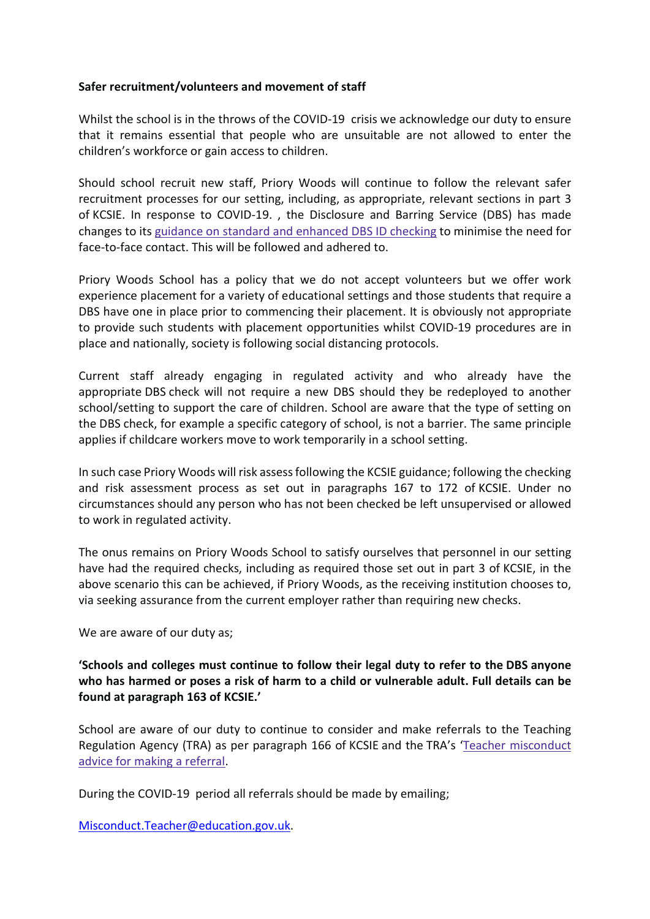**Safer recruitment/volunteers and movement of staff**

Whilst the school is in the throws of the COVID-19 crisis we acknowledge our duty to ensure that it remains essential that people who are unsuitable are not allowed to enter the children's workforce or gain access to children.

Should school recruit new staff, Priory Woods will continue to follow the relevant safer recruitment processes for our setting, including, as appropriate, relevant sections in part 3 of KCSIE. In response to COVID-19. , the Disclosure and Barring Service (DBS) has made changes to its [guidance on standard and enhanced DBS ID checking]() to minimise the need for face-to-face contact. This will be followed and adhered to.

Priory Woods School has a policy that we do not accept volunteers but we offer work experience placement for a variety of educational settings and those students that require a DBS have one in place prior to commencing their placement. It is obviously not appropriate to provide such students with placement opportunities whilst COVID-19 procedures are in place and nationally, society is following social distancing protocols.

Current staff already engaging in regulated activity and who already have the appropriate DBS check will not require a new DBS should they be redeployed to another school/setting to support the care of children. School are aware that the type of setting on the DBS check, for example a specific category of school, is not a barrier. The same principle applies if childcare workers move to work temporarily in a school setting.

In such case Priory Woods will risk assess following the KCSIE guidance; following the checking and risk assessment process as set out in paragraphs 167 to 172 of KCSIE. Under no circumstances should any person who has not been checked be left unsupervised or allowed to work in regulated activity.

The onus remains on Priory Woods School to satisfy ourselves that personnel in our setting have had the required checks, including as required those set out in part 3 of KCSIE, in the above scenario this can be achieved, if Priory Woods, as the receiving institution chooses to, via seeking assurance from the current employer rather than requiring new checks.

We are aware of our duty as;

**'Schools and colleges must continue to follow their legal duty to refer to the DBS anyone who has harmed or poses a risk of harm to a child or vulnerable adult. Full details can be found at paragraph 163 of KCSIE.'**

School are aware of our duty to continue to consider and make referrals to the Teaching Regulation Agency (TRA) as per paragraph 166 of KCSIE and the TRA's '[Teacher misconduct advice for making a referral]().

During the COVID-19 period all referrals should be made by emailing;

[Misconduct.Teacher@education.gov.uk](mailto:Misconduct.Teacher@education.gov.uk).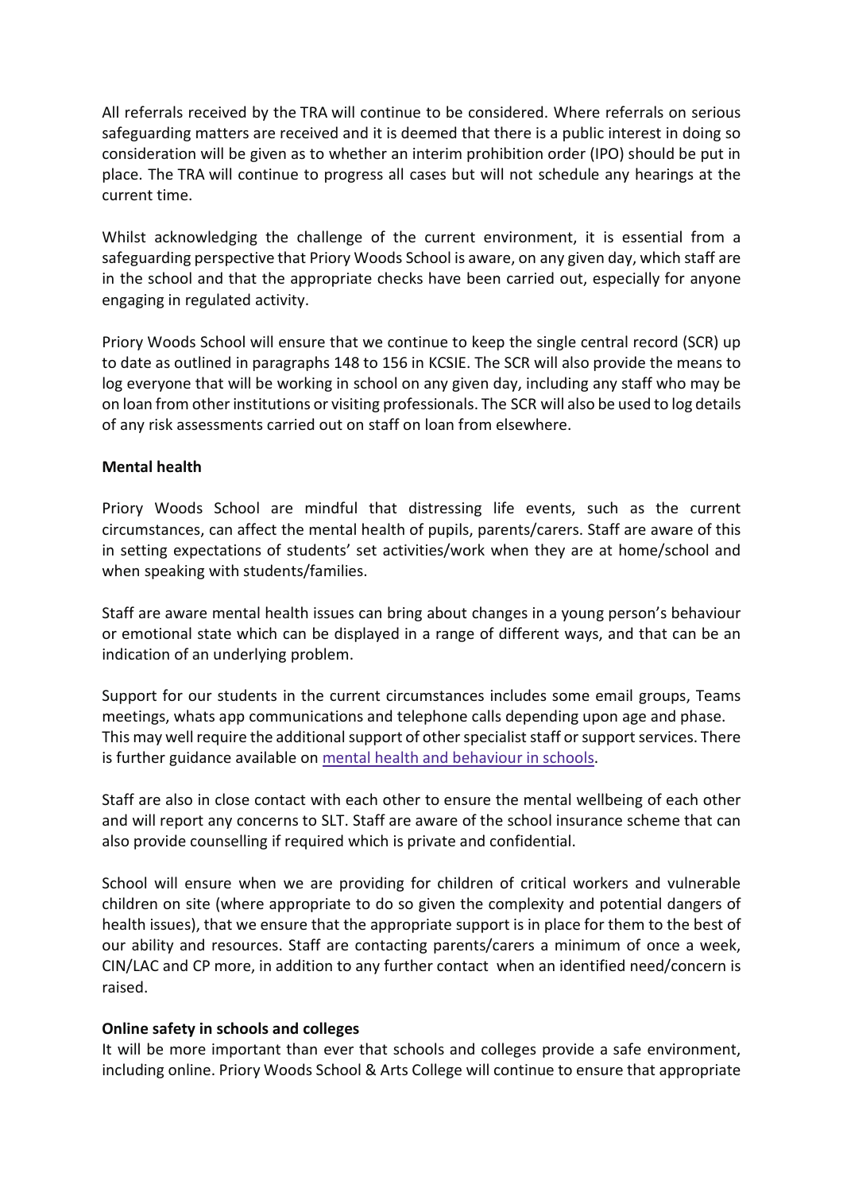All referrals received by the TRA will continue to be considered. Where referrals on serious safeguarding matters are received and it is deemed that there is a public interest in doing so consideration will be given as to whether an interim prohibition order (IPO) should be put in place. The TRA will continue to progress all cases but will not schedule any hearings at the current time.

Whilst acknowledging the challenge of the current environment, it is essential from a safeguarding perspective that Priory Woods School is aware, on any given day, which staff are in the school and that the appropriate checks have been carried out, especially for anyone engaging in regulated activity.

Priory Woods School will ensure that we continue to keep the single central record (SCR) up to date as outlined in paragraphs 148 to 156 in KCSIE. The SCR will also provide the means to log everyone that will be working in school on any given day, including any staff who may be on loan from other institutions or visiting professionals. The SCR will also be used to log details of any risk assessments carried out on staff on loan from elsewhere.

**Mental health**

Priory Woods School are mindful that distressing life events, such as the current circumstances, can affect the mental health of pupils, parents/carers. Staff are aware of this in setting expectations of students' set activities/work when they are at home/school and when speaking with students/families.

Staff are aware mental health issues can bring about changes in a young person's behaviour or emotional state which can be displayed in a range of different ways, and that can be an indication of an underlying problem.

Support for our students in the current circumstances includes some email groups, Teams meetings, whats app communications and telephone calls depending upon age and phase. This may well require the additional support of other specialist staff or support services. There is further guidance available on mental health and behaviour in schools.

Staff are also in close contact with each other to ensure the mental wellbeing of each other and will report any concerns to SLT. Staff are aware of the school insurance scheme that can also provide counselling if required which is private and confidential.

School will ensure when we are providing for children of critical workers and vulnerable children on site (where appropriate to do so given the complexity and potential dangers of health issues), that we ensure that the appropriate support is in place for them to the best of our ability and resources. Staff are contacting parents/carers a minimum of once a week, CIN/LAC and CP more, in addition to any further contact when an identified need/concern is raised.

**Online safety in schools and colleges**

It will be more important than ever that schools and colleges provide a safe environment, including online. Priory Woods School & Arts College will continue to ensure that appropriate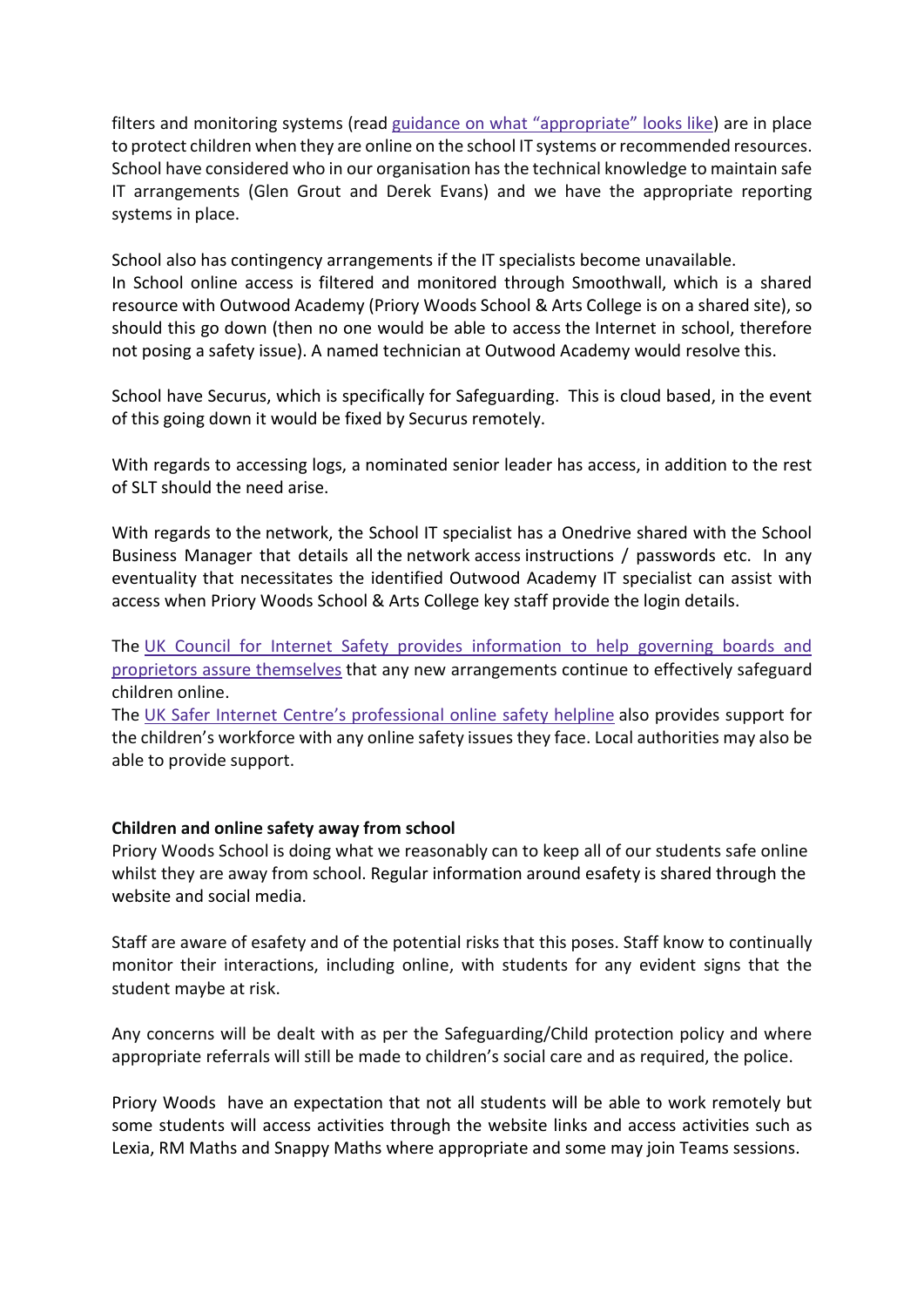filters and monitoring systems (read guidance on what "appropriate" looks like) are in place to protect children when they are online on the school IT systems or recommended resources. School have considered who in our organisation has the technical knowledge to maintain safe IT arrangements (Glen Grout and Derek Evans) and we have the appropriate reporting systems in place.

School also has contingency arrangements if the IT specialists become unavailable.
In School online access is filtered and monitored through Smoothwall, which is a shared resource with Outwood Academy (Priory Woods School & Arts College is on a shared site), so should this go down (then no one would be able to access the Internet in school, therefore not posing a safety issue). A named technician at Outwood Academy would resolve this.

School have Securus, which is specifically for Safeguarding. This is cloud based, in the event of this going down it would be fixed by Securus remotely.

With regards to accessing logs, a nominated senior leader has access, in addition to the rest of SLT should the need arise.

With regards to the network, the School IT specialist has a Onedrive shared with the School Business Manager that details all the network access instructions / passwords etc. In any eventuality that necessitates the identified Outwood Academy IT specialist can assist with access when Priory Woods School & Arts College key staff provide the login details.

The UK Council for Internet Safety provides information to help governing boards and proprietors assure themselves that any new arrangements continue to effectively safeguard children online.
The UK Safer Internet Centre's professional online safety helpline also provides support for the children's workforce with any online safety issues they face. Local authorities may also be able to provide support.

**Children and online safety away from school**
Priory Woods School is doing what we reasonably can to keep all of our students safe online whilst they are away from school. Regular information around esafety is shared through the website and social media.

Staff are aware of esafety and of the potential risks that this poses. Staff know to continually monitor their interactions, including online, with students for any evident signs that the student maybe at risk.

Any concerns will be dealt with as per the Safeguarding/Child protection policy and where appropriate referrals will still be made to children's social care and as required, the police.

Priory Woods have an expectation that not all students will be able to work remotely but some students will access activities through the website links and access activities such as Lexia, RM Maths and Snappy Maths where appropriate and some may join Teams sessions.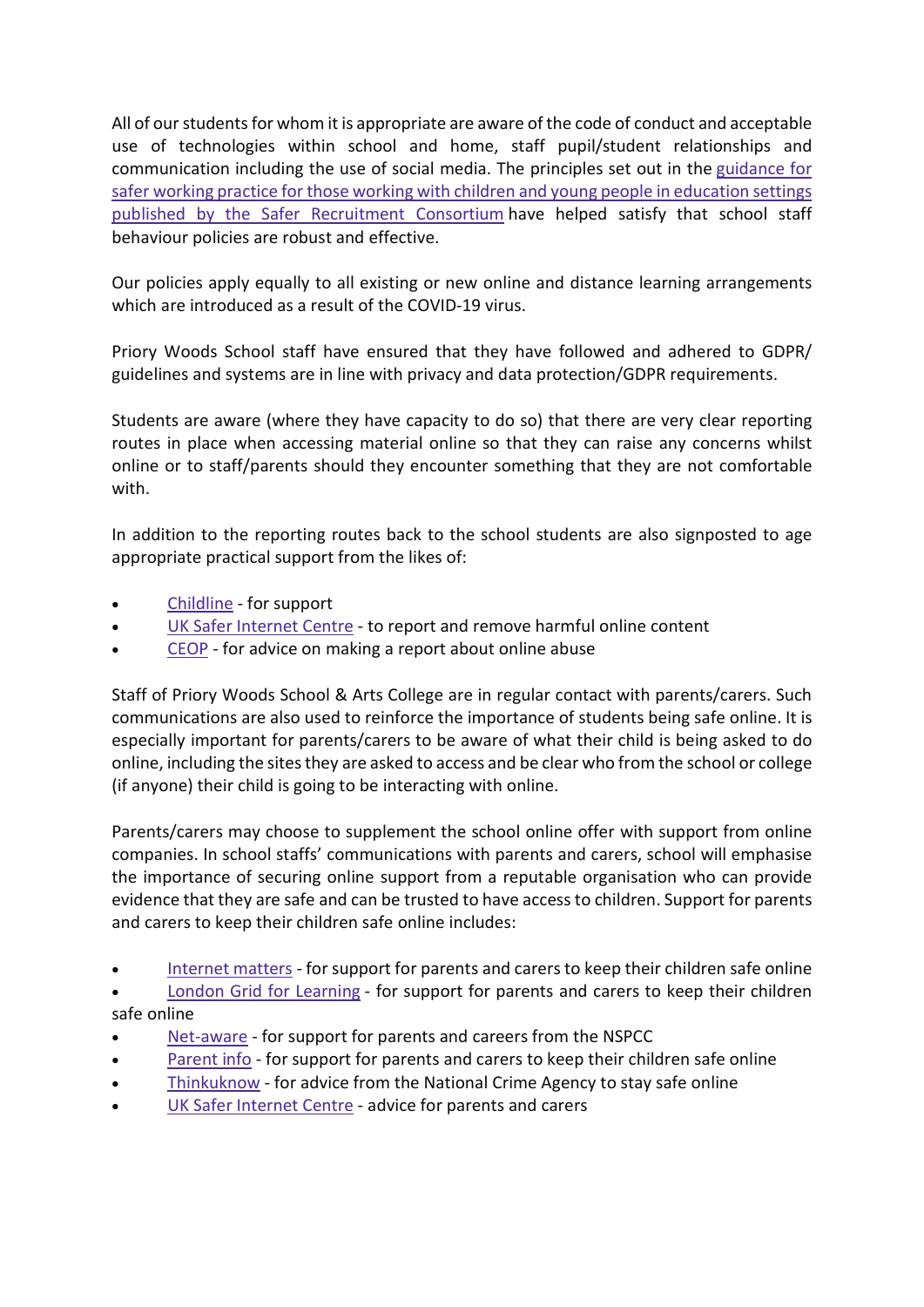All of our students for whom it is appropriate are aware of the code of conduct and acceptable use of technologies within school and home, staff pupil/student relationships and communication including the use of social media. The principles set out in the guidance for safer working practice for those working with children and young people in education settings published by the Safer Recruitment Consortium have helped satisfy that school staff behaviour policies are robust and effective.

Our policies apply equally to all existing or new online and distance learning arrangements which are introduced as a result of the COVID-19 virus.

Priory Woods School staff have ensured that they have followed and adhered to GDPR/ guidelines and systems are in line with privacy and data protection/GDPR requirements.

Students are aware (where they have capacity to do so) that there are very clear reporting routes in place when accessing material online so that they can raise any concerns whilst online or to staff/parents should they encounter something that they are not comfortable with.

In addition to the reporting routes back to the school students are also signposted to age appropriate practical support from the likes of:

- Childline - for support
- UK Safer Internet Centre - to report and remove harmful online content
- CEOP - for advice on making a report about online abuse

Staff of Priory Woods School & Arts College are in regular contact with parents/carers. Such communications are also used to reinforce the importance of students being safe online. It is especially important for parents/carers to be aware of what their child is being asked to do online, including the sites they are asked to access and be clear who from the school or college (if anyone) their child is going to be interacting with online.

Parents/carers may choose to supplement the school online offer with support from online companies. In school staffs' communications with parents and carers, school will emphasise the importance of securing online support from a reputable organisation who can provide evidence that they are safe and can be trusted to have access to children. Support for parents and carers to keep their children safe online includes:

- Internet matters - for support for parents and carers to keep their children safe online
- London Grid for Learning - for support for parents and carers to keep their children safe online
- Net-aware - for support for parents and careers from the NSPCC
- Parent info - for support for parents and carers to keep their children safe online
- Thinkuknow - for advice from the National Crime Agency to stay safe online
- UK Safer Internet Centre - advice for parents and carers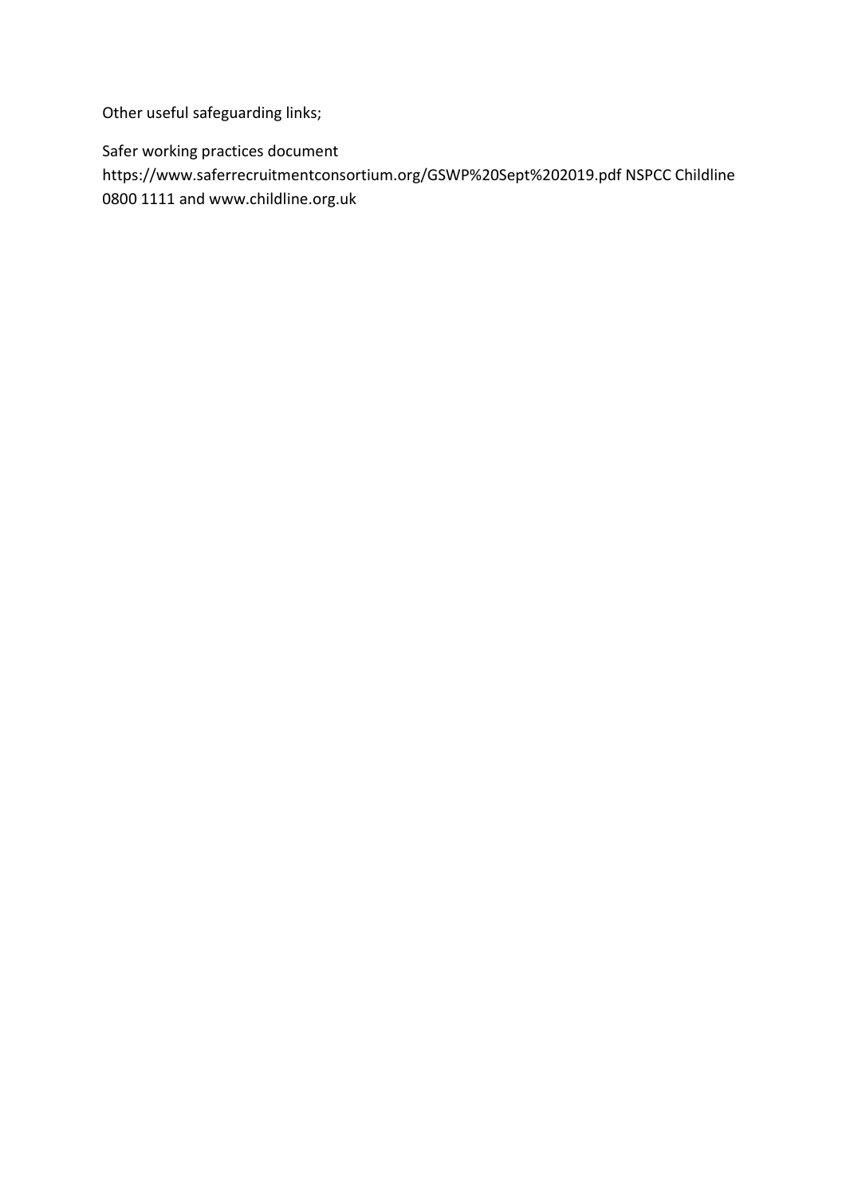Other useful safeguarding links;

Safer working practices document
https://www.saferrecruitmentconsortium.org/GSWP%20Sept%202019.pdf NSPCC Childline 0800 1111 and www.childline.org.uk